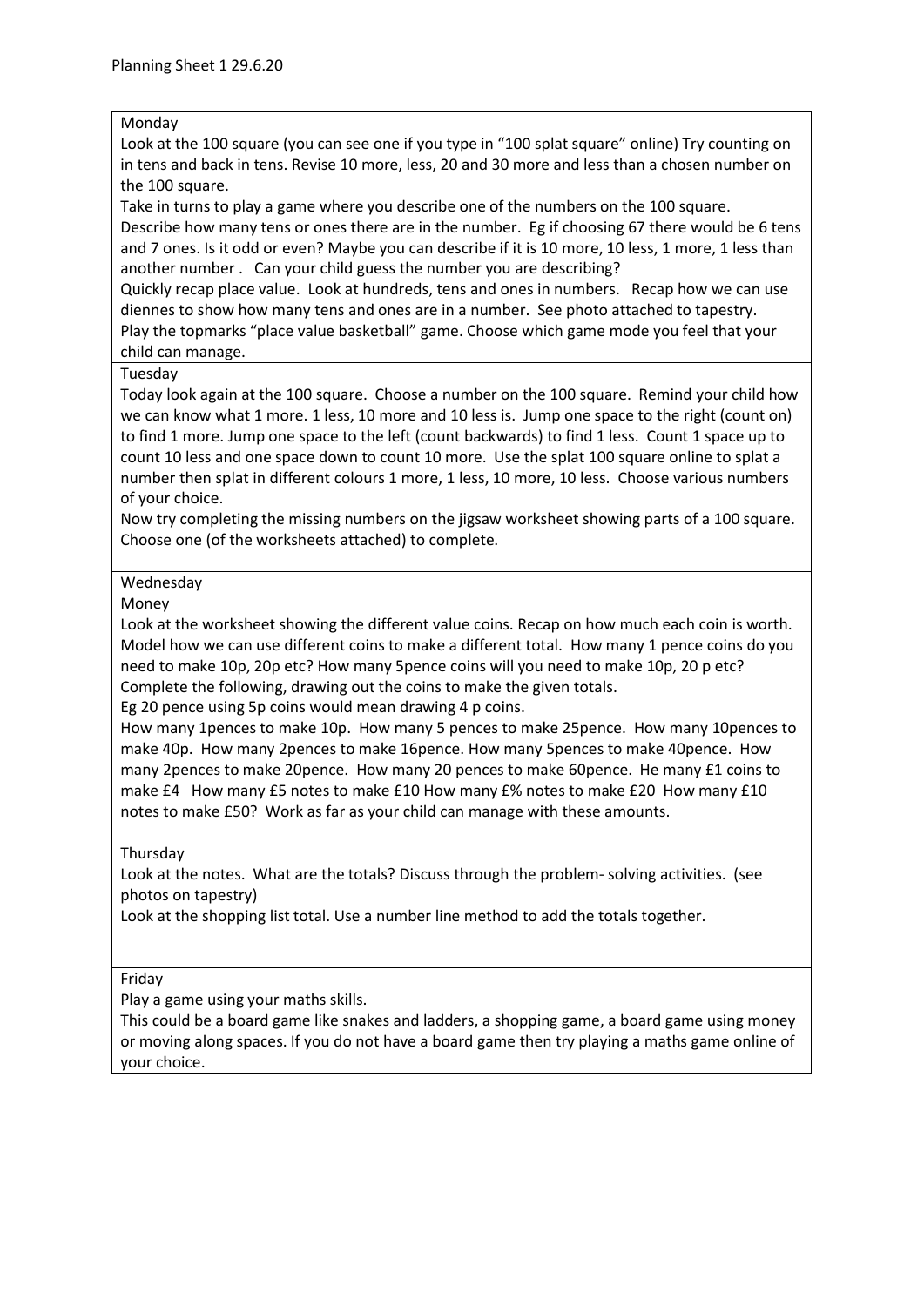Planning Sheet 1 29.6.20

| Monday<br>Look at the 100 square (you can see one if you type in "100 splat square" online) Try counting on in tens and back in tens. Revise 10 more, less, 20 and 30 more and less than a chosen number on the 100 square.<br>Take in turns to play a game where you describe one of the numbers on the 100 square. Describe how many tens or ones there are in the number. Eg if choosing 67 there would be 6 tens and 7 ones. Is it odd or even? Maybe you can describe if it is 10 more, 10 less, 1 more, 1 less than another number . Can your child guess the number you are describing?<br>Quickly recap place value. Look at hundreds, tens and ones in numbers. Recap how we can use diennes to show how many tens and ones are in a number. See photo attached to tapestry.<br>Play the topmarks "place value basketball" game. Choose which game mode you feel that your child can manage. |
|---|
| Tuesday<br>Today look again at the 100 square. Choose a number on the 100 square. Remind your child how we can know what 1 more. 1 less, 10 more and 10 less is. Jump one space to the right (count on) to find 1 more. Jump one space to the left (count backwards) to find 1 less. Count 1 space up to count 10 less and one space down to count 10 more. Use the splat 100 square online to splat a number then splat in different colours 1 more, 1 less, 10 more, 10 less. Choose various numbers of your choice.<br>Now try completing the missing numbers on the jigsaw worksheet showing parts of a 100 square. Choose one (of the worksheets attached) to complete. |
| Wednesday<br>Money<br>Look at the worksheet showing the different value coins. Recap on how much each coin is worth. Model how we can use different coins to make a different total. How many 1 pence coins do you need to make 10p, 20p etc? How many 5pence coins will you need to make 10p, 20 p etc? Complete the following, drawing out the coins to make the given totals.<br>Eg 20 pence using 5p coins would mean drawing 4 p coins.<br>How many 1pences to make 10p. How many 5 pences to make 25pence. How many 10pences to make 40p. How many 2pences to make 16pence. How many 5pences to make 40pence. How many 2pences to make 20pence. How many 20 pences to make 60pence. He many £1 coins to make £4 How many £5 notes to make £10 How many £% notes to make £20 How many £10 notes to make £50? Work as far as your child can manage with these amounts. |
| Thursday<br>Look at the notes. What are the totals? Discuss through the problem- solving activities. (see photos on tapestry)<br>Look at the shopping list total. Use a number line method to add the totals together. |
| Friday<br>Play a game using your maths skills.<br>This could be a board game like snakes and ladders, a shopping game, a board game using money or moving along spaces. If you do not have a board game then try playing a maths game online of your choice. |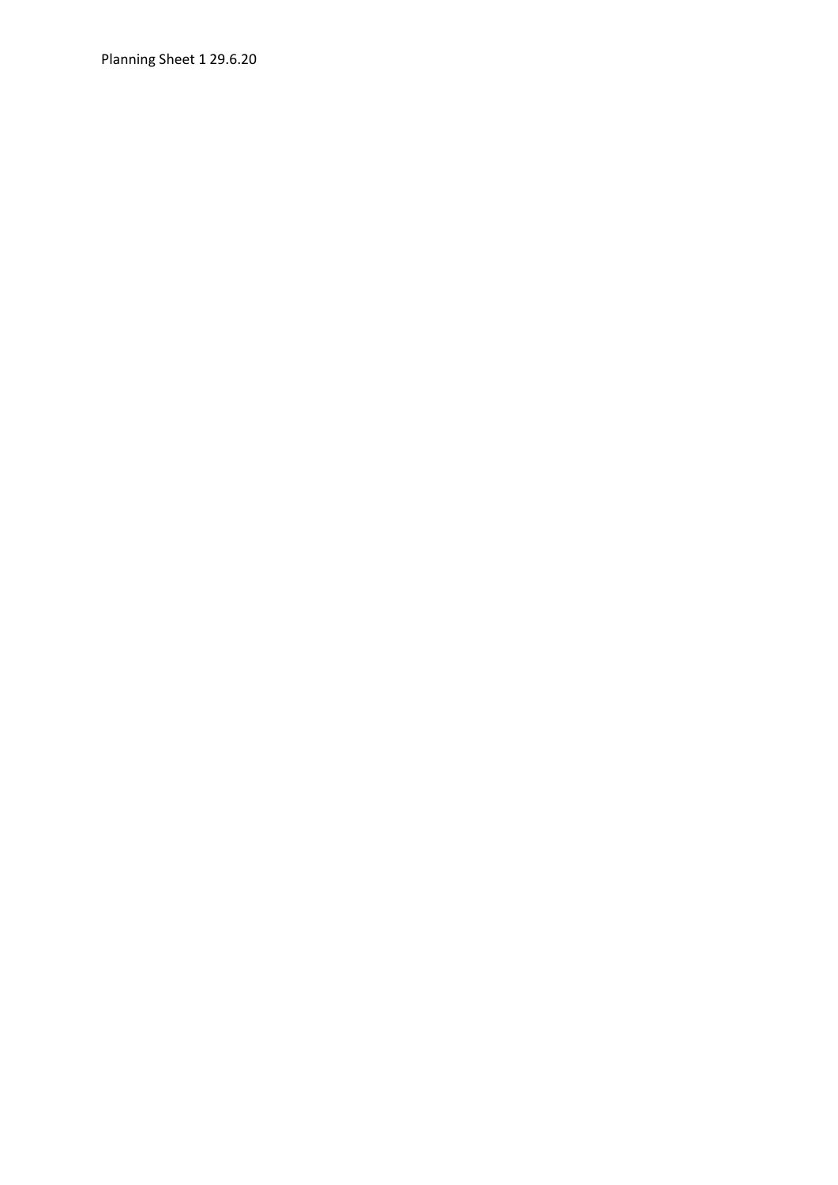Planning Sheet 1 29.6.20